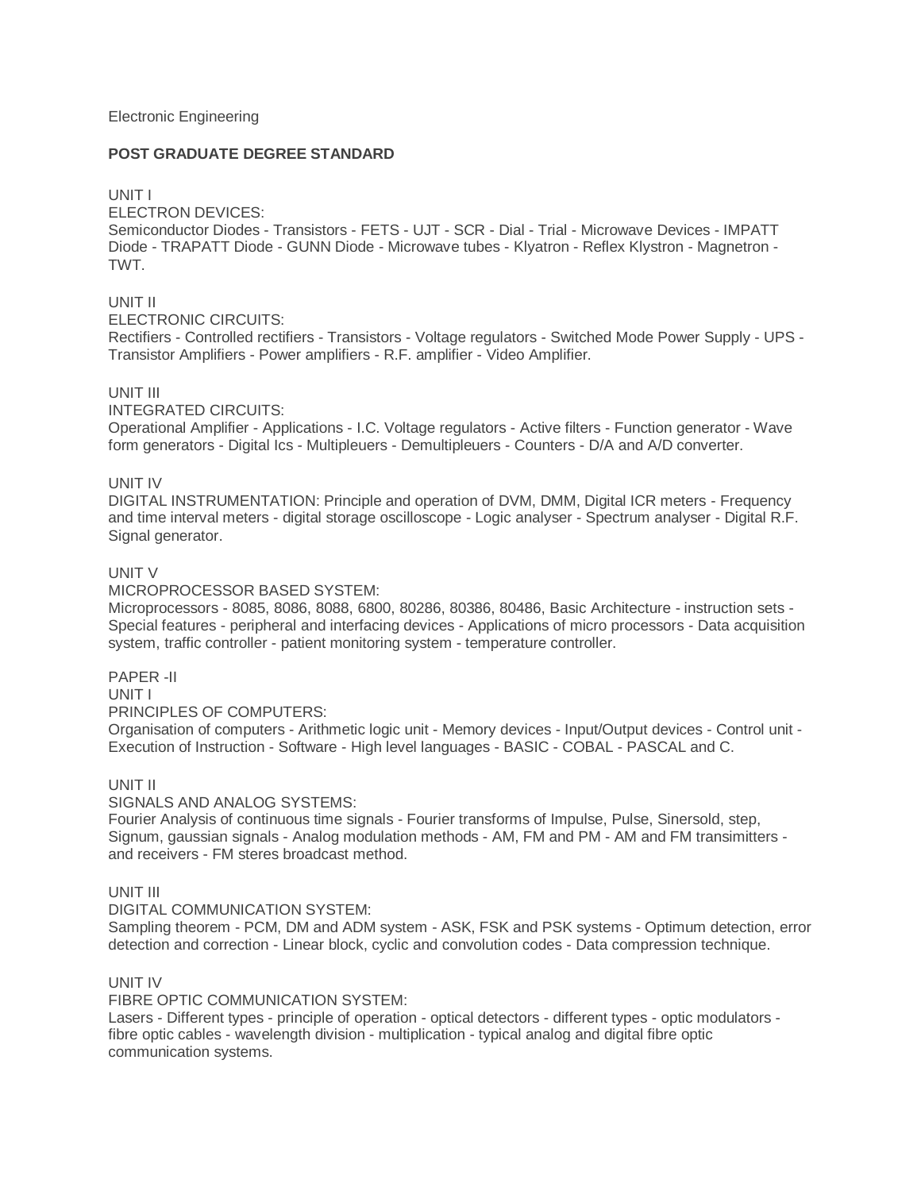Electronic Engineering

**POST GRADUATE DEGREE STANDARD**

UNIT I
ELECTRON DEVICES:
Semiconductor Diodes - Transistors - FETS - UJT - SCR - Dial - Trial - Microwave Devices - IMPATT Diode - TRAPATT Diode - GUNN Diode - Microwave tubes - Klyatron - Reflex Klystron - Magnetron - TWT.

UNIT II
ELECTRONIC CIRCUITS:
Rectifiers - Controlled rectifiers - Transistors - Voltage regulators - Switched Mode Power Supply - UPS - Transistor Amplifiers - Power amplifiers - R.F. amplifier - Video Amplifier.

UNIT III
INTEGRATED CIRCUITS:
Operational Amplifier - Applications - I.C. Voltage regulators - Active filters - Function generator - Wave form generators - Digital Ics - Multipleuers - Demultipleuers - Counters - D/A and A/D converter.

UNIT IV
DIGITAL INSTRUMENTATION: Principle and operation of DVM, DMM, Digital ICR meters - Frequency and time interval meters - digital storage oscilloscope - Logic analyser - Spectrum analyser - Digital R.F. Signal generator.

UNIT V
MICROPROCESSOR BASED SYSTEM:
Microprocessors - 8085, 8086, 8088, 6800, 80286, 80386, 80486, Basic Architecture - instruction sets - Special features - peripheral and interfacing devices - Applications of micro processors - Data acquisition system, traffic controller - patient monitoring system - temperature controller.

PAPER -II
UNIT I
PRINCIPLES OF COMPUTERS:
Organisation of computers - Arithmetic logic unit - Memory devices - Input/Output devices - Control unit - Execution of Instruction - Software - High level languages - BASIC - COBAL - PASCAL and C.

UNIT II
SIGNALS AND ANALOG SYSTEMS:
Fourier Analysis of continuous time signals - Fourier transforms of Impulse, Pulse, Sinersold, step, Signum, gaussian signals - Analog modulation methods - AM, FM and PM - AM and FM transimitters - and receivers - FM steres broadcast method.

UNIT III
DIGITAL COMMUNICATION SYSTEM:
Sampling theorem - PCM, DM and ADM system - ASK, FSK and PSK systems - Optimum detection, error detection and correction - Linear block, cyclic and convolution codes - Data compression technique.

UNIT IV
FIBRE OPTIC COMMUNICATION SYSTEM:
Lasers - Different types - principle of operation - optical detectors - different types - optic modulators - fibre optic cables - wavelength division - multiplication - typical analog and digital fibre optic communication systems.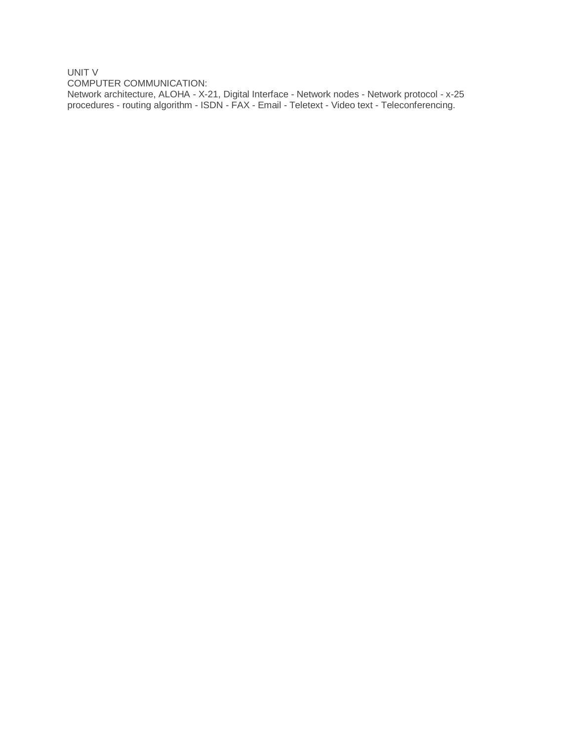UNIT V

COMPUTER COMMUNICATION:

Network architecture, ALOHA - X-21, Digital Interface - Network nodes - Network protocol - x-25 procedures - routing algorithm - ISDN - FAX - Email - Teletext - Video text - Teleconferencing.